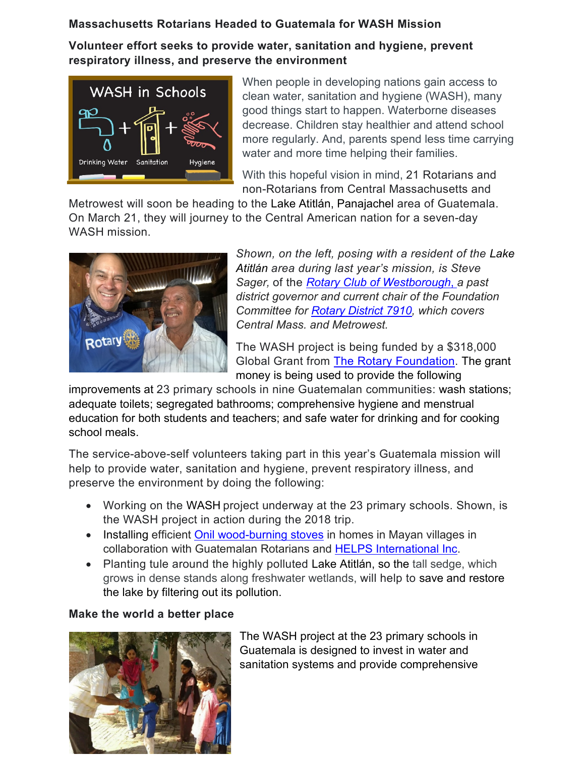**Massachusetts Rotarians Headed to Guatemala for WASH Mission**

**Volunteer effort seeks to provide water, sanitation and hygiene, prevent respiratory illness, and preserve the environment**

When people in developing nations gain access to clean water, sanitation and hygiene (WASH), many good things start to happen. Waterborne diseases decrease. Children stay healthier and attend school more regularly. And, parents spend less time carrying water and more time helping their families.

With this hopeful vision in mind, 21 Rotarians and non-Rotarians from Central Massachusetts and Metrowest will soon be heading to the Lake Atitlán, Panajachel area of Guatemala. On March 21, they will journey to the Central American nation for a seven-day WASH mission.

*Shown, on the left, posing with a resident of the Lake Atitlán area during last year's mission, is Steve Sager, of the Rotary Club of Westborough, a past district governor and current chair of the Foundation Committee for Rotary District 7910, which covers Central Mass. and Metrowest.*

The WASH project is being funded by a $318,000 Global Grant from The Rotary Foundation. The grant money is being used to provide the following improvements at 23 primary schools in nine Guatemalan communities: wash stations; adequate toilets; segregated bathrooms; comprehensive hygiene and menstrual education for both students and teachers; and safe water for drinking and for cooking school meals.

The service-above-self volunteers taking part in this year's Guatemala mission will help to provide water, sanitation and hygiene, prevent respiratory illness, and preserve the environment by doing the following:

- Working on the WASH project underway at the 23 primary schools. Shown, is the WASH project in action during the 2018 trip.
- Installing efficient Onil wood-burning stoves in homes in Mayan villages in collaboration with Guatemalan Rotarians and HELPS International Inc.
- Planting tule around the highly polluted Lake Atitlán, so the tall sedge, which grows in dense stands along freshwater wetlands, will help to save and restore the lake by filtering out its pollution.

**Make the world a better place**

The WASH project at the 23 primary schools in Guatemala is designed to invest in water and sanitation systems and provide comprehensive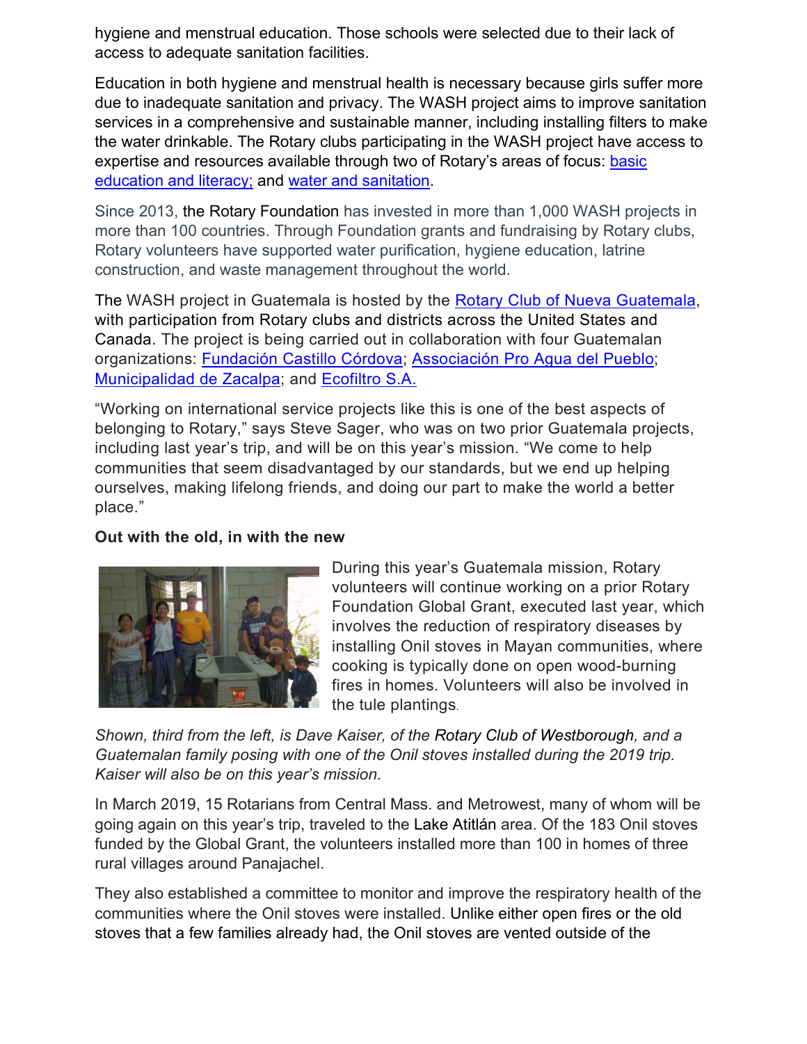hygiene and menstrual education. Those schools were selected due to their lack of access to adequate sanitation facilities.

Education in both hygiene and menstrual health is necessary because girls suffer more due to inadequate sanitation and privacy. The WASH project aims to improve sanitation services in a comprehensive and sustainable manner, including installing filters to make the water drinkable. The Rotary clubs participating in the WASH project have access to expertise and resources available through two of Rotary's areas of focus: basic education and literacy; and water and sanitation.

Since 2013, the Rotary Foundation has invested in more than 1,000 WASH projects in more than 100 countries. Through Foundation grants and fundraising by Rotary clubs, Rotary volunteers have supported water purification, hygiene education, latrine construction, and waste management throughout the world.

The WASH project in Guatemala is hosted by the Rotary Club of Nueva Guatemala, with participation from Rotary clubs and districts across the United States and Canada. The project is being carried out in collaboration with four Guatemalan organizations: Fundación Castillo Córdova; Associación Pro Agua del Pueblo; Municipalidad de Zacalpa; and Ecofiltro S.A.

"Working on international service projects like this is one of the best aspects of belonging to Rotary," says Steve Sager, who was on two prior Guatemala projects, including last year's trip, and will be on this year's mission. "We come to help communities that seem disadvantaged by our standards, but we end up helping ourselves, making lifelong friends, and doing our part to make the world a better place."

**Out with the old, in with the new**

During this year's Guatemala mission, Rotary volunteers will continue working on a prior Rotary Foundation Global Grant, executed last year, which involves the reduction of respiratory diseases by installing Onil stoves in Mayan communities, where cooking is typically done on open wood-burning fires in homes. Volunteers will also be involved in the tule plantings.

*Shown, third from the left, is Dave Kaiser, of the Rotary Club of Westborough, and a Guatemalan family posing with one of the Onil stoves installed during the 2019 trip. Kaiser will also be on this year's mission.*

In March 2019, 15 Rotarians from Central Mass. and Metrowest, many of whom will be going again on this year's trip, traveled to the Lake Atitlán area. Of the 183 Onil stoves funded by the Global Grant, the volunteers installed more than 100 in homes of three rural villages around Panajachel.

They also established a committee to monitor and improve the respiratory health of the communities where the Onil stoves were installed. Unlike either open fires or the old stoves that a few families already had, the Onil stoves are vented outside of the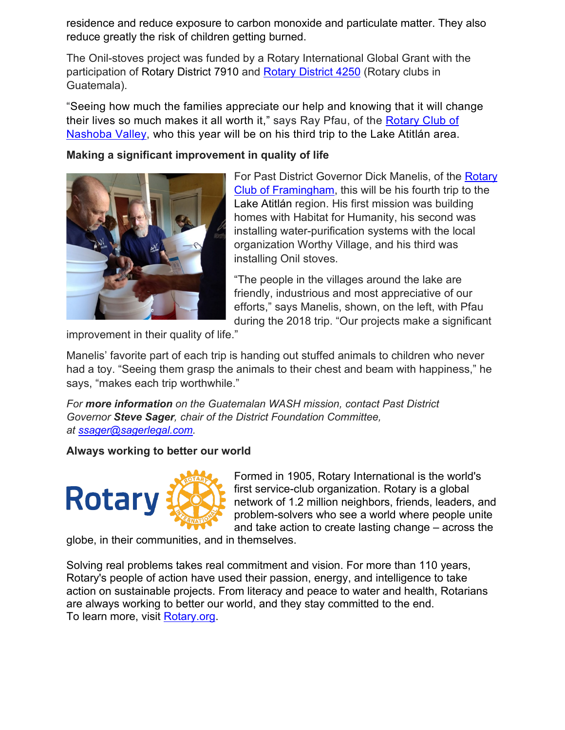residence and reduce exposure to carbon monoxide and particulate matter. They also reduce greatly the risk of children getting burned.

The Onil-stoves project was funded by a Rotary International Global Grant with the participation of Rotary District 7910 and [Rotary District 4250](Rotary District 4250) (Rotary clubs in Guatemala).

"Seeing how much the families appreciate our help and knowing that it will change their lives so much makes it all worth it," says Ray Pfau, of the Rotary Club of Nashoba Valley, who this year will be on his third trip to the Lake Atitlán area.

**Making a significant improvement in quality of life**

For Past District Governor Dick Manelis, of the Rotary Club of Framingham, this will be his fourth trip to the Lake Atitlán region. His first mission was building homes with Habitat for Humanity, his second was installing water-purification systems with the local organization Worthy Village, and his third was installing Onil stoves.

"The people in the villages around the lake are friendly, industrious and most appreciative of our efforts," says Manelis, shown, on the left, with Pfau during the 2018 trip. "Our projects make a significant improvement in their quality of life."

Manelis' favorite part of each trip is handing out stuffed animals to children who never had a toy. "Seeing them grasp the animals to their chest and beam with happiness," he says, "makes each trip worthwhile."

*For **more information** on the Guatemalan WASH mission, contact Past District Governor **Steve Sager**, chair of the District Foundation Committee, at ssager@sagerlegal.com.*

**Always working to better our world**

Formed in 1905, Rotary International is the world's first service-club organization. Rotary is a global network of 1.2 million neighbors, friends, leaders, and problem-solvers who see a world where people unite and take action to create lasting change – across the globe, in their communities, and in themselves.

Solving real problems takes real commitment and vision. For more than 110 years, Rotary's people of action have used their passion, energy, and intelligence to take action on sustainable projects. From literacy and peace to water and health, Rotarians are always working to better our world, and they stay committed to the end.
To learn more, visit Rotary.org.